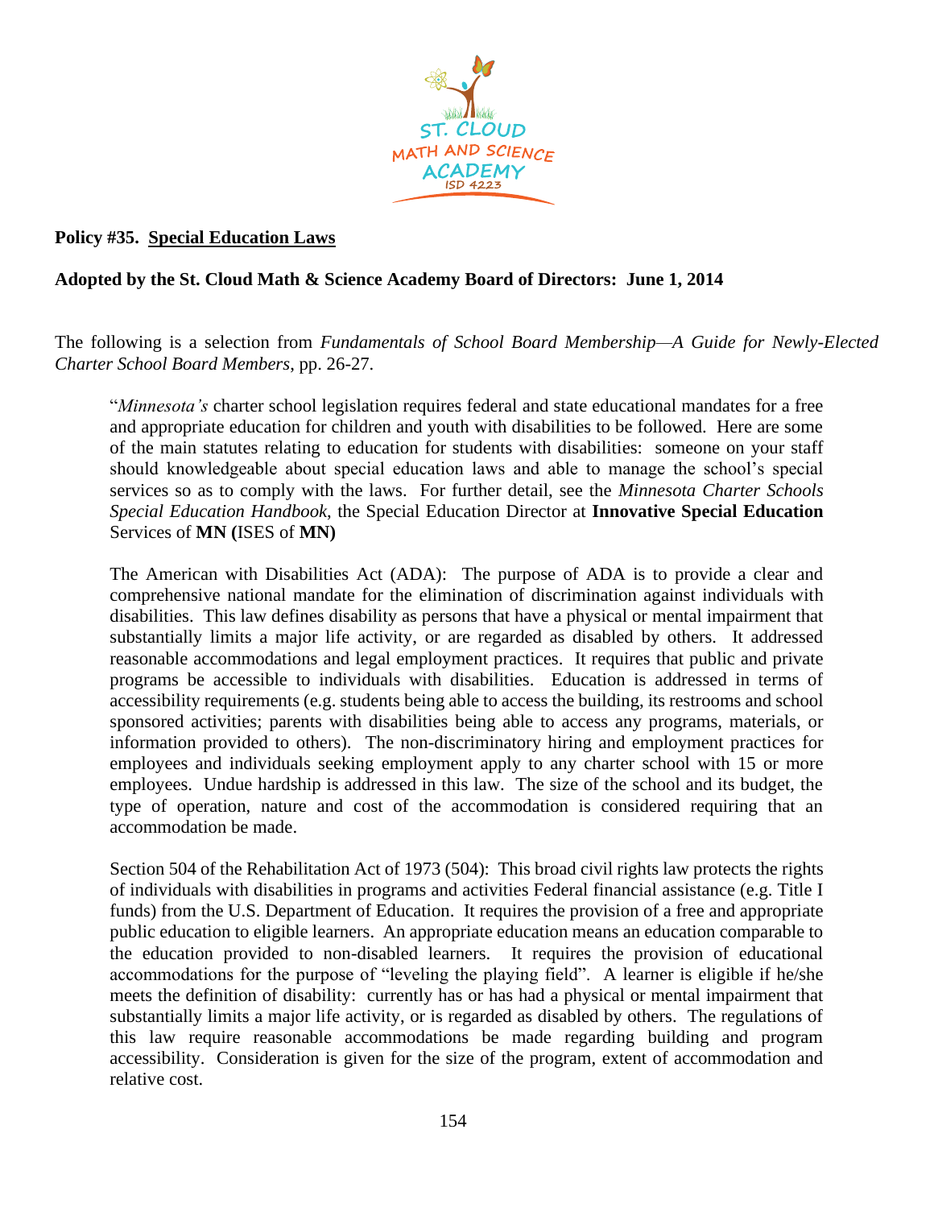**Policy #35. Special Education Laws**

**Adopted by the St. Cloud Math & Science Academy Board of Directors: June 1, 2014**

The following is a selection from *Fundamentals of School Board Membership—A Guide for Newly-Elected Charter School Board Members,* pp. 26-27.

> "*Minnesota's* charter school legislation requires federal and state educational mandates for a free and appropriate education for children and youth with disabilities to be followed. Here are some of the main statutes relating to education for students with disabilities: someone on your staff should knowledgeable about special education laws and able to manage the school's special services so as to comply with the laws. For further detail, see the *Minnesota Charter Schools Special Education Handbook*, the Special Education Director at **Innovative Special Education** Services of **MN (**ISES of **MN)**
>
> The American with Disabilities Act (ADA): The purpose of ADA is to provide a clear and comprehensive national mandate for the elimination of discrimination against individuals with disabilities. This law defines disability as persons that have a physical or mental impairment that substantially limits a major life activity, or are regarded as disabled by others. It addressed reasonable accommodations and legal employment practices. It requires that public and private programs be accessible to individuals with disabilities. Education is addressed in terms of accessibility requirements (e.g. students being able to access the building, its restrooms and school sponsored activities; parents with disabilities being able to access any programs, materials, or information provided to others). The non-discriminatory hiring and employment practices for employees and individuals seeking employment apply to any charter school with 15 or more employees. Undue hardship is addressed in this law. The size of the school and its budget, the type of operation, nature and cost of the accommodation is considered requiring that an accommodation be made.
>
> Section 504 of the Rehabilitation Act of 1973 (504): This broad civil rights law protects the rights of individuals with disabilities in programs and activities Federal financial assistance (e.g. Title I funds) from the U.S. Department of Education. It requires the provision of a free and appropriate public education to eligible learners. An appropriate education means an education comparable to the education provided to non-disabled learners. It requires the provision of educational accommodations for the purpose of "leveling the playing field". A learner is eligible if he/she meets the definition of disability: currently has or has had a physical or mental impairment that substantially limits a major life activity, or is regarded as disabled by others. The regulations of this law require reasonable accommodations be made regarding building and program accessibility. Consideration is given for the size of the program, extent of accommodation and relative cost.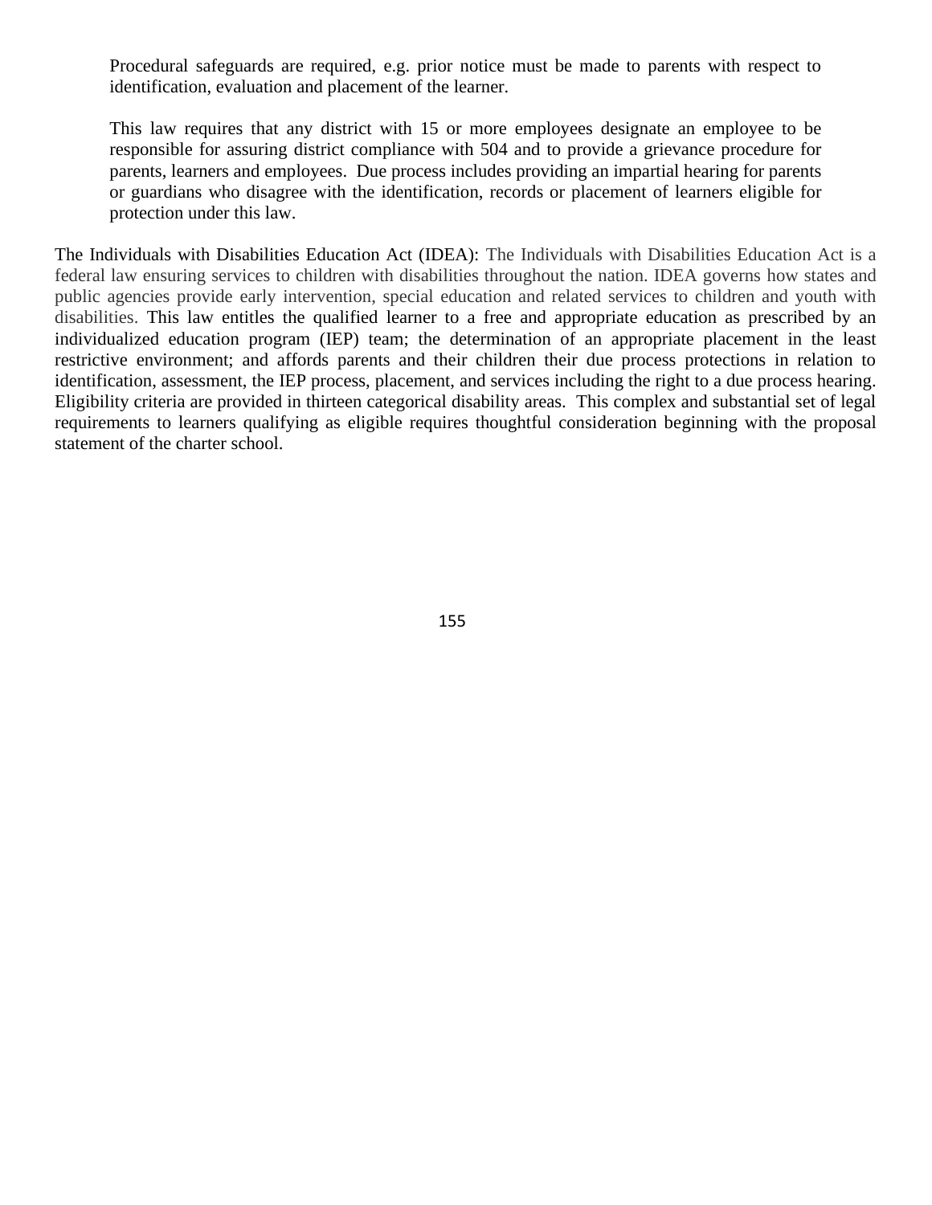Procedural safeguards are required, e.g. prior notice must be made to parents with respect to identification, evaluation and placement of the learner.

This law requires that any district with 15 or more employees designate an employee to be responsible for assuring district compliance with 504 and to provide a grievance procedure for parents, learners and employees. Due process includes providing an impartial hearing for parents or guardians who disagree with the identification, records or placement of learners eligible for protection under this law.

The Individuals with Disabilities Education Act (IDEA): The Individuals with Disabilities Education Act is a federal law ensuring services to children with disabilities throughout the nation. IDEA governs how states and public agencies provide early intervention, special education and related services to children and youth with disabilities. This law entitles the qualified learner to a free and appropriate education as prescribed by an individualized education program (IEP) team; the determination of an appropriate placement in the least restrictive environment; and affords parents and their children their due process protections in relation to identification, assessment, the IEP process, placement, and services including the right to a due process hearing. Eligibility criteria are provided in thirteen categorical disability areas. This complex and substantial set of legal requirements to learners qualifying as eligible requires thoughtful consideration beginning with the proposal statement of the charter school.